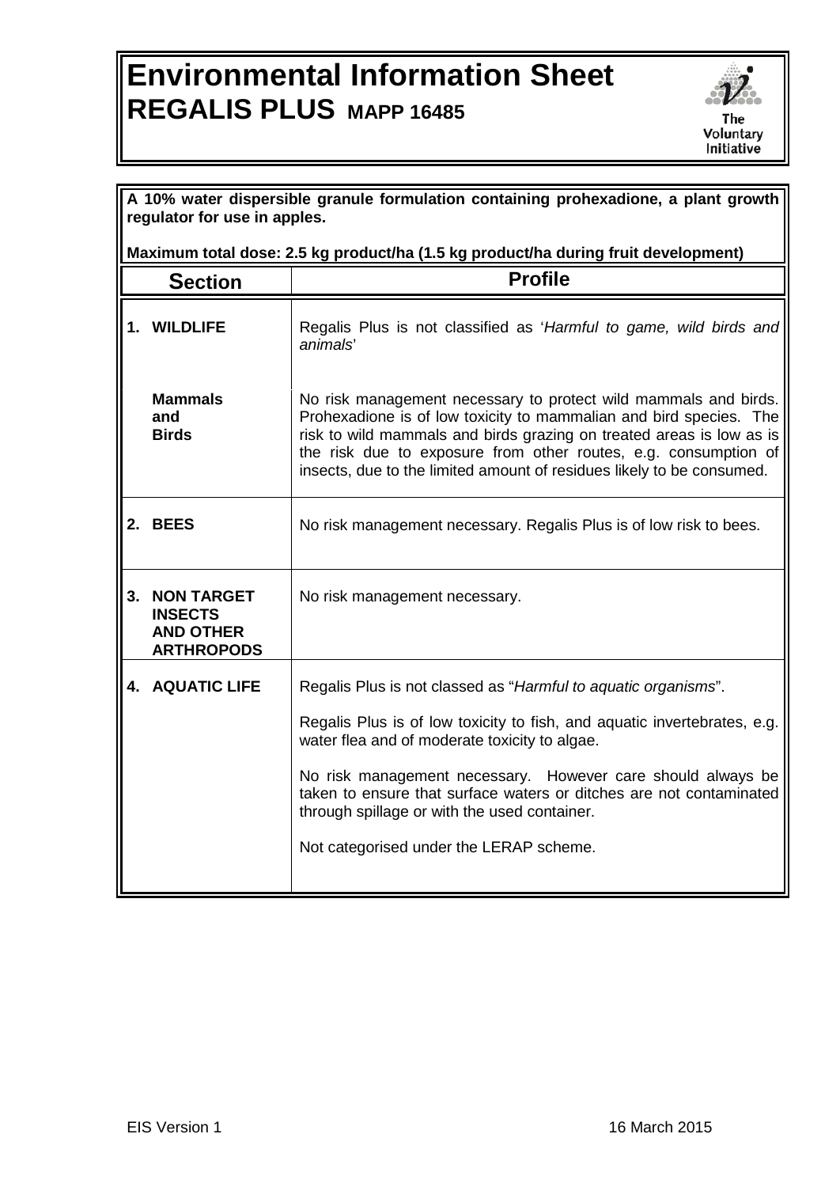# Environmental Information Sheet
## REGALIS PLUS MAPP 16485

The Voluntary Initiative

**A 10% water dispersible granule formulation containing prohexadione, a plant growth regulator for use in apples.**

**Maximum total dose: 2.5 kg product/ha (1.5 kg product/ha during fruit development)**

| Section | Profile |
|---|---|
| **1. WILDLIFE** | Regalis Plus is not classified as '*Harmful to game, wild birds and animals*' |
| **Mammals and Birds** | No risk management necessary to protect wild mammals and birds. Prohexadione is of low toxicity to mammalian and bird species. The risk to wild mammals and birds grazing on treated areas is low as is the risk due to exposure from other routes, e.g. consumption of insects, due to the limited amount of residues likely to be consumed. |
| **2. BEES** | No risk management necessary. Regalis Plus is of low risk to bees. |
| **3. NON TARGET INSECTS AND OTHER ARTHROPODS** | No risk management necessary. |
| **4. AQUATIC LIFE** | Regalis Plus is not classed as "*Harmful to aquatic organisms*".<br><br>Regalis Plus is of low toxicity to fish, and aquatic invertebrates, e.g. water flea and of moderate toxicity to algae.<br><br>No risk management necessary. However care should always be taken to ensure that surface waters or ditches are not contaminated through spillage or with the used container.<br><br>Not categorised under the LERAP scheme. |

EIS Version 1 16 March 2015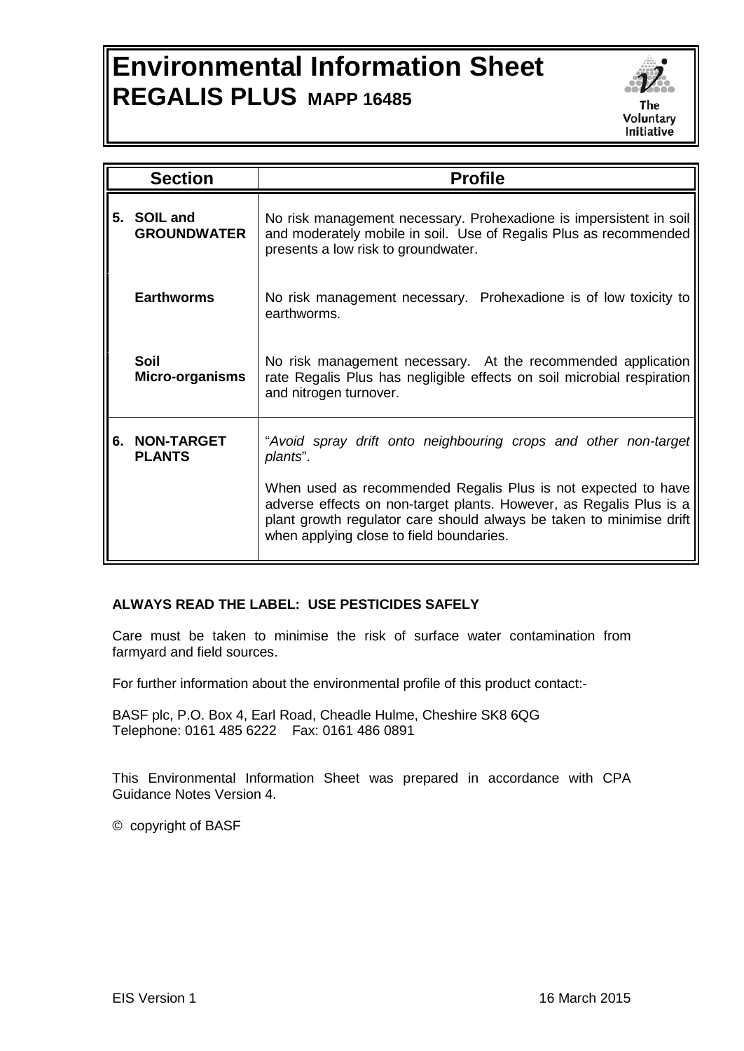# Environmental Information Sheet

## REGALIS PLUS MAPP 16485

| Section | Profile |
|---|---|
| **5. SOIL and GROUNDWATER** | No risk management necessary. Prohexadione is impersistent in soil and moderately mobile in soil. Use of Regalis Plus as recommended presents a low risk to groundwater. |
| **Earthworms** | No risk management necessary. Prohexadione is of low toxicity to earthworms. |
| **Soil Micro-organisms** | No risk management necessary. At the recommended application rate Regalis Plus has negligible effects on soil microbial respiration and nitrogen turnover. |
| **6. NON-TARGET PLANTS** | "*Avoid spray drift onto neighbouring crops and other non-target plants*".<br><br>When used as recommended Regalis Plus is not expected to have adverse effects on non-target plants. However, as Regalis Plus is a plant growth regulator care should always be taken to minimise drift when applying close to field boundaries. |

**ALWAYS READ THE LABEL: USE PESTICIDES SAFELY**

Care must be taken to minimise the risk of surface water contamination from farmyard and field sources.

For further information about the environmental profile of this product contact:-

BASF plc, P.O. Box 4, Earl Road, Cheadle Hulme, Cheshire SK8 6QG
Telephone: 0161 485 6222 Fax: 0161 486 0891

This Environmental Information Sheet was prepared in accordance with CPA Guidance Notes Version 4.

© copyright of BASF

EIS Version 1 16 March 2015